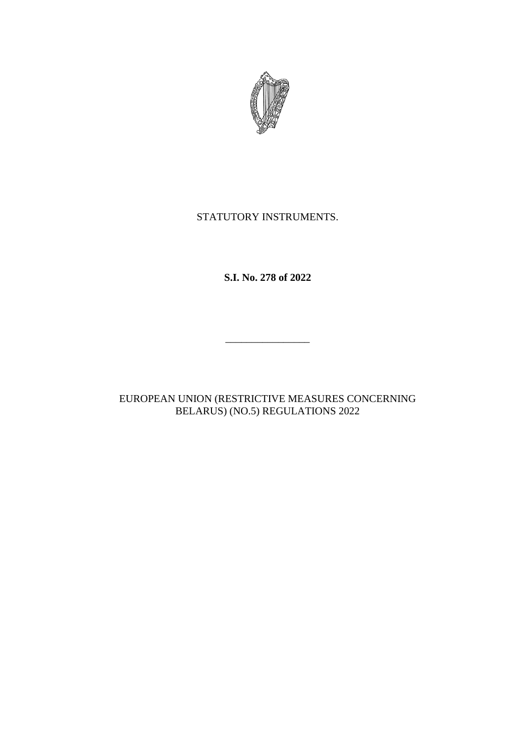STATUTORY INSTRUMENTS.

**S.I. No. 278 of 2022**

---

EUROPEAN UNION (RESTRICTIVE MEASURES CONCERNING BELARUS) (NO.5) REGULATIONS 2022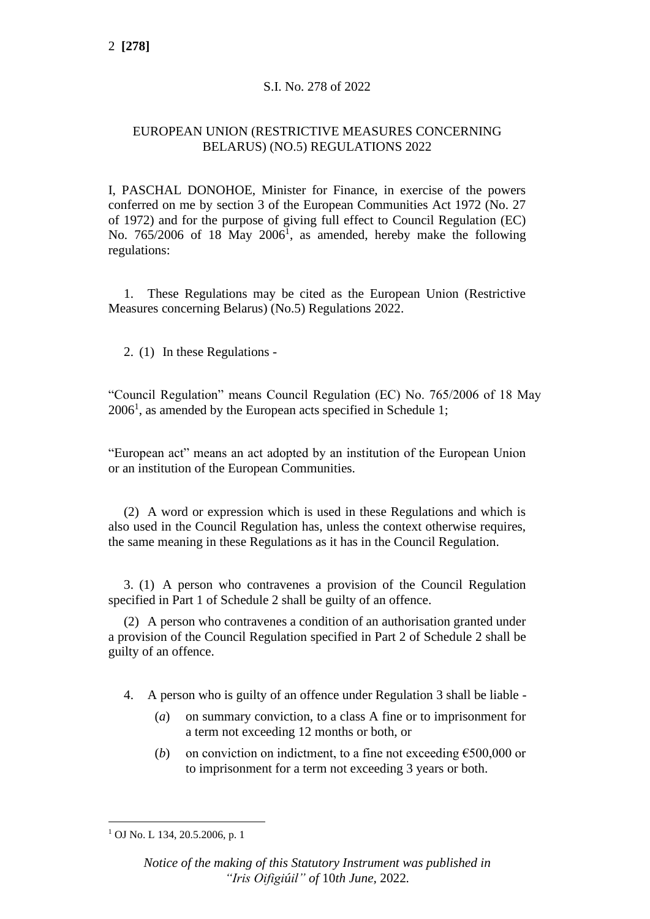S.I. No. 278 of 2022

EUROPEAN UNION (RESTRICTIVE MEASURES CONCERNING BELARUS) (NO.5) REGULATIONS 2022

I, PASCHAL DONOHOE, Minister for Finance, in exercise of the powers conferred on me by section 3 of the European Communities Act 1972 (No. 27 of 1972) and for the purpose of giving full effect to Council Regulation (EC) No. 765/2006 of 18 May 2006[1], as amended, hereby make the following regulations:

1. These Regulations may be cited as the European Union (Restrictive Measures concerning Belarus) (No.5) Regulations 2022.

2. (1) In these Regulations -

"Council Regulation" means Council Regulation (EC) No. 765/2006 of 18 May 2006[1], as amended by the European acts specified in Schedule 1;

"European act" means an act adopted by an institution of the European Union or an institution of the European Communities.

(2) A word or expression which is used in these Regulations and which is also used in the Council Regulation has, unless the context otherwise requires, the same meaning in these Regulations as it has in the Council Regulation.

3. (1) A person who contravenes a provision of the Council Regulation specified in Part 1 of Schedule 2 shall be guilty of an offence.

(2) A person who contravenes a condition of an authorisation granted under a provision of the Council Regulation specified in Part 2 of Schedule 2 shall be guilty of an offence.

4. A person who is guilty of an offence under Regulation 3 shall be liable -

(*a*) on summary conviction, to a class A fine or to imprisonment for a term not exceeding 12 months or both, or

(*b*) on conviction on indictment, to a fine not exceeding €500,000 or to imprisonment for a term not exceeding 3 years or both.

[1] OJ No. L 134, 20.5.2006, p. 1

*Notice of the making of this Statutory Instrument was published in "Iris Oifigiúil" of* 10*th June,* 2022.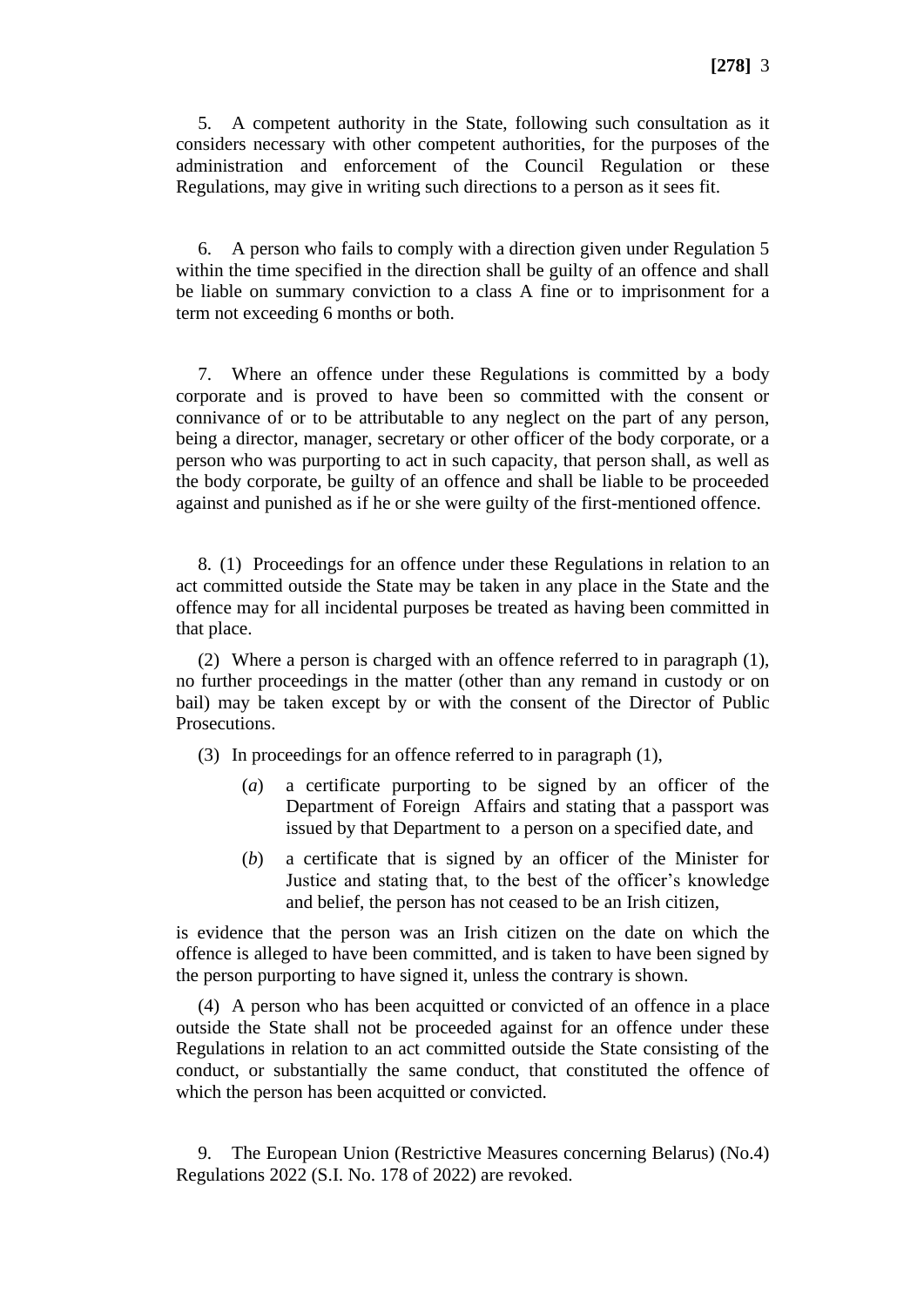5. A competent authority in the State, following such consultation as it considers necessary with other competent authorities, for the purposes of the administration and enforcement of the Council Regulation or these Regulations, may give in writing such directions to a person as it sees fit.

6. A person who fails to comply with a direction given under Regulation 5 within the time specified in the direction shall be guilty of an offence and shall be liable on summary conviction to a class A fine or to imprisonment for a term not exceeding 6 months or both.

7. Where an offence under these Regulations is committed by a body corporate and is proved to have been so committed with the consent or connivance of or to be attributable to any neglect on the part of any person, being a director, manager, secretary or other officer of the body corporate, or a person who was purporting to act in such capacity, that person shall, as well as the body corporate, be guilty of an offence and shall be liable to be proceeded against and punished as if he or she were guilty of the first-mentioned offence.

8. (1) Proceedings for an offence under these Regulations in relation to an act committed outside the State may be taken in any place in the State and the offence may for all incidental purposes be treated as having been committed in that place.

(2) Where a person is charged with an offence referred to in paragraph (1), no further proceedings in the matter (other than any remand in custody or on bail) may be taken except by or with the consent of the Director of Public Prosecutions.

(3) In proceedings for an offence referred to in paragraph (1),

(*a*) a certificate purporting to be signed by an officer of the Department of Foreign Affairs and stating that a passport was issued by that Department to a person on a specified date, and

(*b*) a certificate that is signed by an officer of the Minister for Justice and stating that, to the best of the officer's knowledge and belief, the person has not ceased to be an Irish citizen,

is evidence that the person was an Irish citizen on the date on which the offence is alleged to have been committed, and is taken to have been signed by the person purporting to have signed it, unless the contrary is shown.

(4) A person who has been acquitted or convicted of an offence in a place outside the State shall not be proceeded against for an offence under these Regulations in relation to an act committed outside the State consisting of the conduct, or substantially the same conduct, that constituted the offence of which the person has been acquitted or convicted.

9. The European Union (Restrictive Measures concerning Belarus) (No.4) Regulations 2022 (S.I. No. 178 of 2022) are revoked.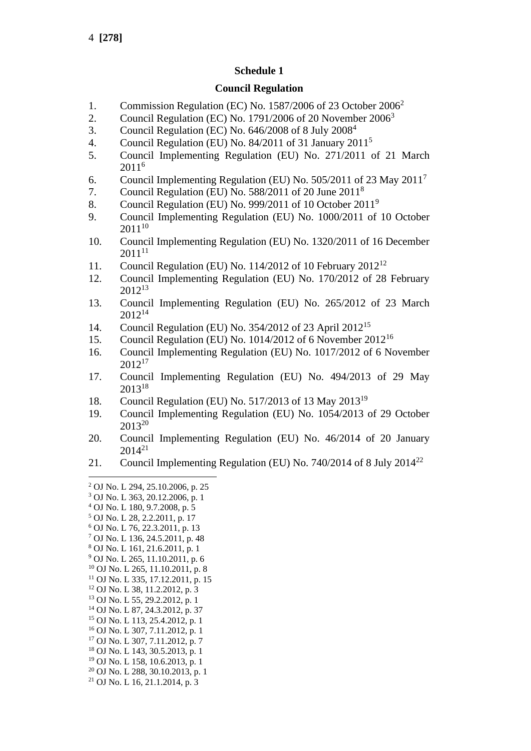## Schedule 1

### Council Regulation

1. Commission Regulation (EC) No. 1587/2006 of 23 October 2006[2]
2. Council Regulation (EC) No. 1791/2006 of 20 November 2006[3]
3. Council Regulation (EC) No. 646/2008 of 8 July 2008[4]
4. Council Regulation (EU) No. 84/2011 of 31 January 2011[5]
5. Council Implementing Regulation (EU) No. 271/2011 of 21 March 2011[6]
6. Council Implementing Regulation (EU) No. 505/2011 of 23 May 2011[7]
7. Council Regulation (EU) No. 588/2011 of 20 June 2011[8]
8. Council Regulation (EU) No. 999/2011 of 10 October 2011[9]
9. Council Implementing Regulation (EU) No. 1000/2011 of 10 October 2011[10]
10. Council Implementing Regulation (EU) No. 1320/2011 of 16 December 2011[11]
11. Council Regulation (EU) No. 114/2012 of 10 February 2012[12]
12. Council Implementing Regulation (EU) No. 170/2012 of 28 February 2012[13]
13. Council Implementing Regulation (EU) No. 265/2012 of 23 March 2012[14]
14. Council Regulation (EU) No. 354/2012 of 23 April 2012[15]
15. Council Regulation (EU) No. 1014/2012 of 6 November 2012[16]
16. Council Implementing Regulation (EU) No. 1017/2012 of 6 November 2012[17]
17. Council Implementing Regulation (EU) No. 494/2013 of 29 May 2013[18]
18. Council Regulation (EU) No. 517/2013 of 13 May 2013[19]
19. Council Implementing Regulation (EU) No. 1054/2013 of 29 October 2013[20]
20. Council Implementing Regulation (EU) No. 46/2014 of 20 January 2014[21]
21. Council Implementing Regulation (EU) No. 740/2014 of 8 July 2014[22]

---

[2] OJ No. L 294, 25.10.2006, p. 25
[3] OJ No. L 363, 20.12.2006, p. 1
[4] OJ No. L 180, 9.7.2008, p. 5
[5] OJ No. L 28, 2.2.2011, p. 17
[6] OJ No. L 76, 22.3.2011, p. 13
[7] OJ No. L 136, 24.5.2011, p. 48
[8] OJ No. L 161, 21.6.2011, p. 1
[9] OJ No. L 265, 11.10.2011, p. 6
[10] OJ No. L 265, 11.10.2011, p. 8
[11] OJ No. L 335, 17.12.2011, p. 15
[12] OJ No. L 38, 11.2.2012, p. 3
[13] OJ No. L 55, 29.2.2012, p. 1
[14] OJ No. L 87, 24.3.2012, p. 37
[15] OJ No. L 113, 25.4.2012, p. 1
[16] OJ No. L 307, 7.11.2012, p. 1
[17] OJ No. L 307, 7.11.2012, p. 7
[18] OJ No. L 143, 30.5.2013, p. 1
[19] OJ No. L 158, 10.6.2013, p. 1
[20] OJ No. L 288, 30.10.2013, p. 1
[21] OJ No. L 16, 21.1.2014, p. 3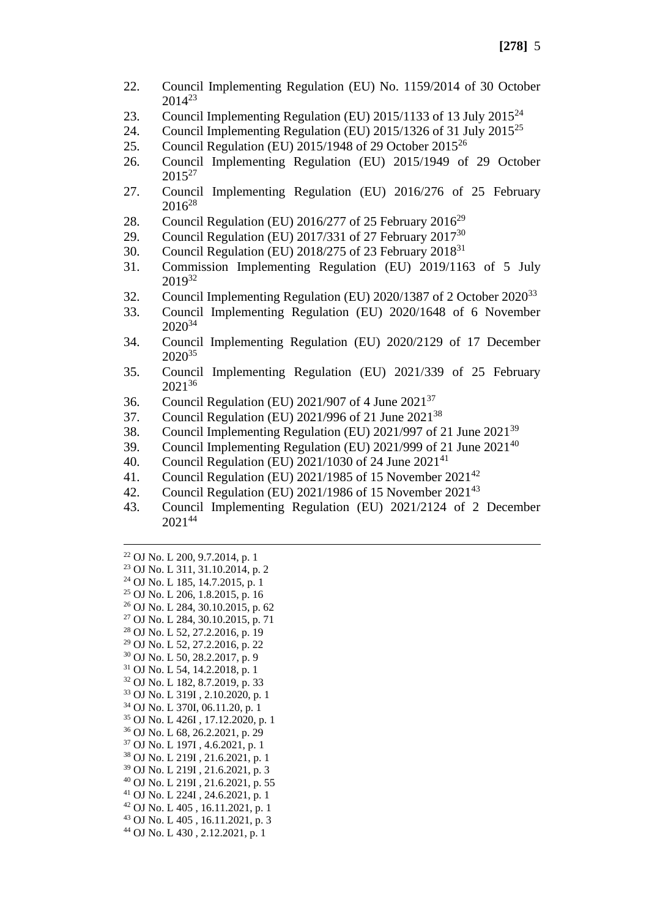22. Council Implementing Regulation (EU) No. 1159/2014 of 30 October 2014[23]
23. Council Implementing Regulation (EU) 2015/1133 of 13 July 2015[24]
24. Council Implementing Regulation (EU) 2015/1326 of 31 July 2015[25]
25. Council Regulation (EU) 2015/1948 of 29 October 2015[26]
26. Council Implementing Regulation (EU) 2015/1949 of 29 October 2015[27]
27. Council Implementing Regulation (EU) 2016/276 of 25 February 2016[28]
28. Council Regulation (EU) 2016/277 of 25 February 2016[29]
29. Council Regulation (EU) 2017/331 of 27 February 2017[30]
30. Council Regulation (EU) 2018/275 of 23 February 2018[31]
31. Commission Implementing Regulation (EU) 2019/1163 of 5 July 2019[32]
32. Council Implementing Regulation (EU) 2020/1387 of 2 October 2020[33]
33. Council Implementing Regulation (EU) 2020/1648 of 6 November 2020[34]
34. Council Implementing Regulation (EU) 2020/2129 of 17 December 2020[35]
35. Council Implementing Regulation (EU) 2021/339 of 25 February 2021[36]
36. Council Regulation (EU) 2021/907 of 4 June 2021[37]
37. Council Regulation (EU) 2021/996 of 21 June 2021[38]
38. Council Implementing Regulation (EU) 2021/997 of 21 June 2021[39]
39. Council Implementing Regulation (EU) 2021/999 of 21 June 2021[40]
40. Council Regulation (EU) 2021/1030 of 24 June 2021[41]
41. Council Regulation (EU) 2021/1985 of 15 November 2021[42]
42. Council Regulation (EU) 2021/1986 of 15 November 2021[43]
43. Council Implementing Regulation (EU) 2021/2124 of 2 December 2021[44]

---

[22] OJ No. L 200, 9.7.2014, p. 1
[23] OJ No. L 311, 31.10.2014, p. 2
[24] OJ No. L 185, 14.7.2015, p. 1
[25] OJ No. L 206, 1.8.2015, p. 16
[26] OJ No. L 284, 30.10.2015, p. 62
[27] OJ No. L 284, 30.10.2015, p. 71
[28] OJ No. L 52, 27.2.2016, p. 19
[29] OJ No. L 52, 27.2.2016, p. 22
[30] OJ No. L 50, 28.2.2017, p. 9
[31] OJ No. L 54, 14.2.2018, p. 1
[32] OJ No. L 182, 8.7.2019, p. 33
[33] OJ No. L 319I , 2.10.2020, p. 1
[34] OJ No. L 370I, 06.11.20, p. 1
[35] OJ No. L 426I , 17.12.2020, p. 1
[36] OJ No. L 68, 26.2.2021, p. 29
[37] OJ No. L 197I , 4.6.2021, p. 1
[38] OJ No. L 219I , 21.6.2021, p. 1
[39] OJ No. L 219I , 21.6.2021, p. 3
[40] OJ No. L 219I , 21.6.2021, p. 55
[41] OJ No. L 224I , 24.6.2021, p. 1
[42] OJ No. L 405 , 16.11.2021, p. 1
[43] OJ No. L 405 , 16.11.2021, p. 3
[44] OJ No. L 430 , 2.12.2021, p. 1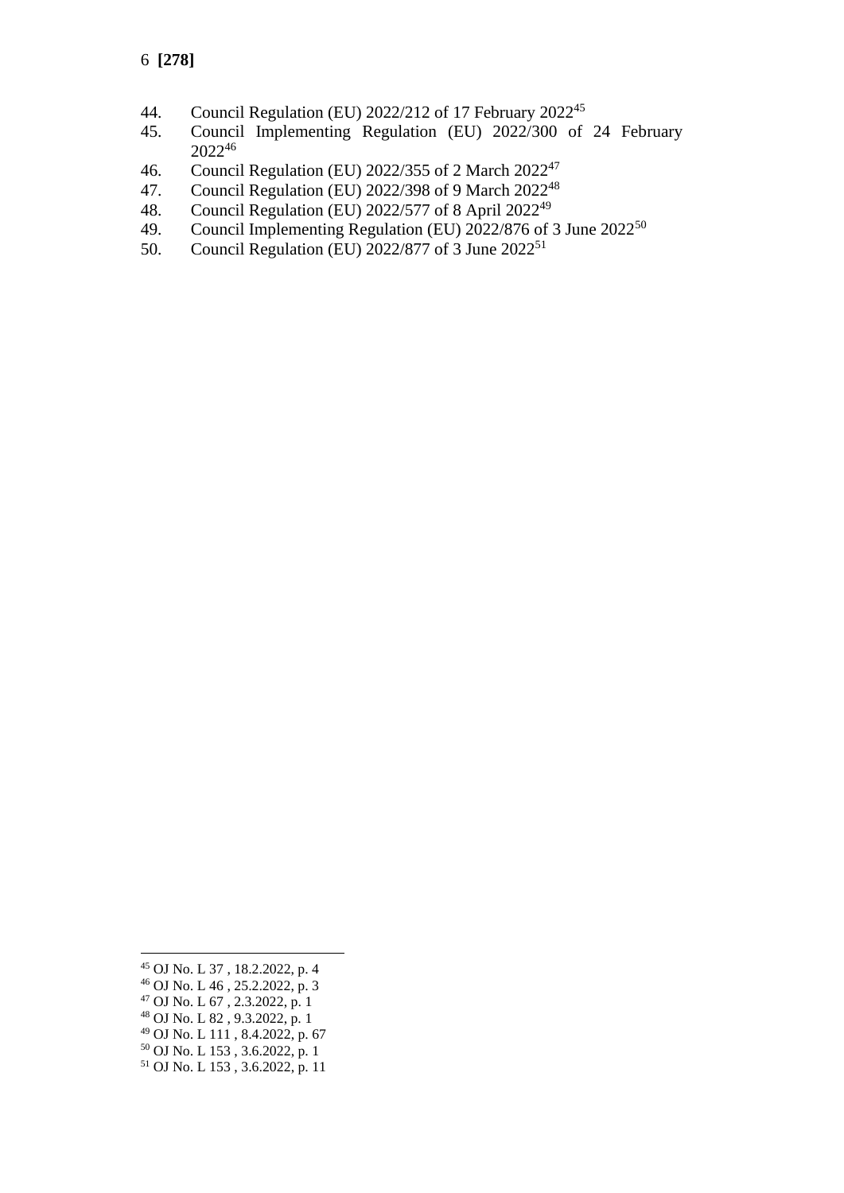44. Council Regulation (EU) 2022/212 of 17 February 2022[45]
45. Council Implementing Regulation (EU) 2022/300 of 24 February 2022[46]
46. Council Regulation (EU) 2022/355 of 2 March 2022[47]
47. Council Regulation (EU) 2022/398 of 9 March 2022[48]
48. Council Regulation (EU) 2022/577 of 8 April 2022[49]
49. Council Implementing Regulation (EU) 2022/876 of 3 June 2022[50]
50. Council Regulation (EU) 2022/877 of 3 June 2022[51]

---

[45] OJ No. L 37 , 18.2.2022, p. 4
[46] OJ No. L 46 , 25.2.2022, p. 3
[47] OJ No. L 67 , 2.3.2022, p. 1
[48] OJ No. L 82 , 9.3.2022, p. 1
[49] OJ No. L 111 , 8.4.2022, p. 67
[50] OJ No. L 153 , 3.6.2022, p. 1
[51] OJ No. L 153 , 3.6.2022, p. 11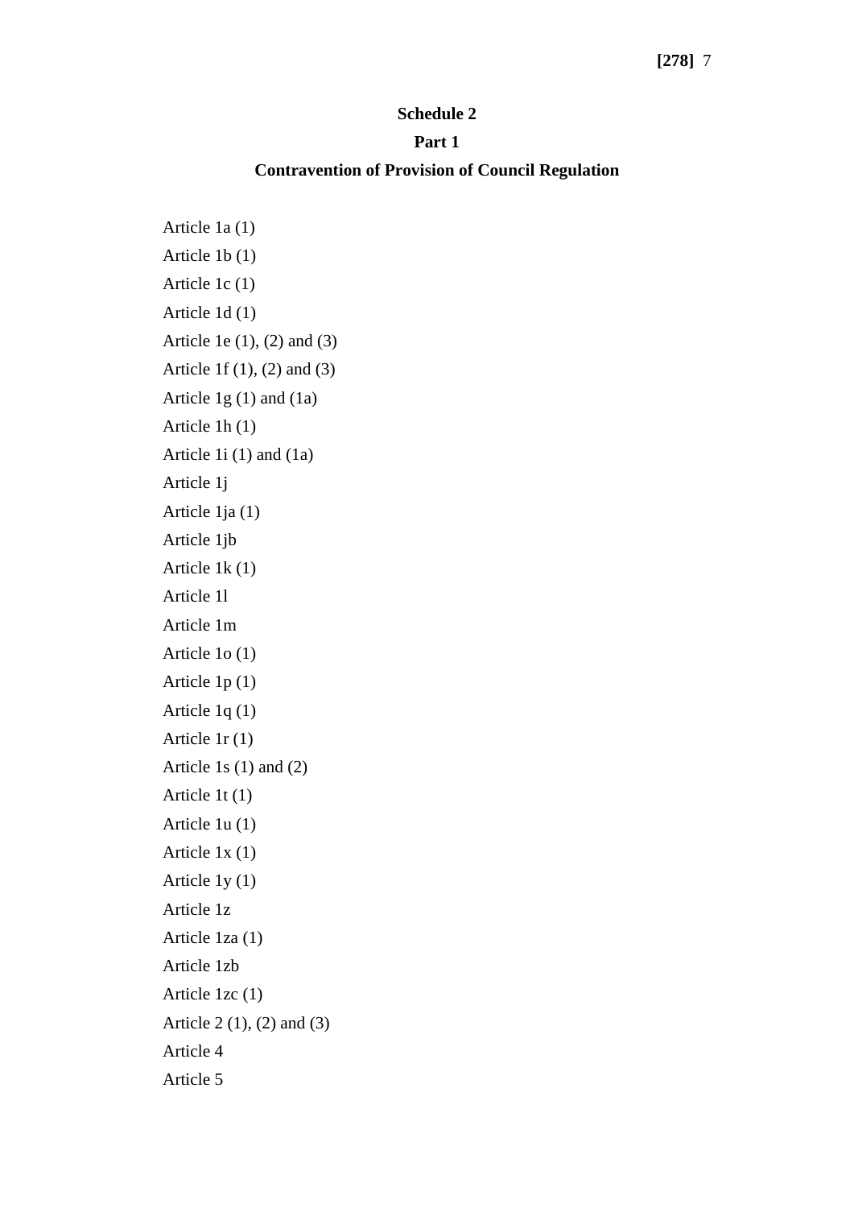## Schedule 2

### Part 1

### Contravention of Provision of Council Regulation

Article 1a (1)

Article 1b (1)

Article 1c (1)

Article 1d (1)

Article 1e (1), (2) and (3)

Article 1f (1), (2) and (3)

Article 1g (1) and (1a)

Article 1h (1)

Article 1i (1) and (1a)

Article 1j

Article 1ja (1)

Article 1jb

Article 1k (1)

Article 1l

Article 1m

Article 1o (1)

Article 1p (1)

Article 1q (1)

Article 1r (1)

Article 1s (1) and (2)

Article 1t (1)

Article 1u (1)

Article 1x (1)

Article 1y (1)

Article 1z

Article 1za (1)

Article 1zb

Article 1zc (1)

Article 2 (1), (2) and (3)

Article 4

Article 5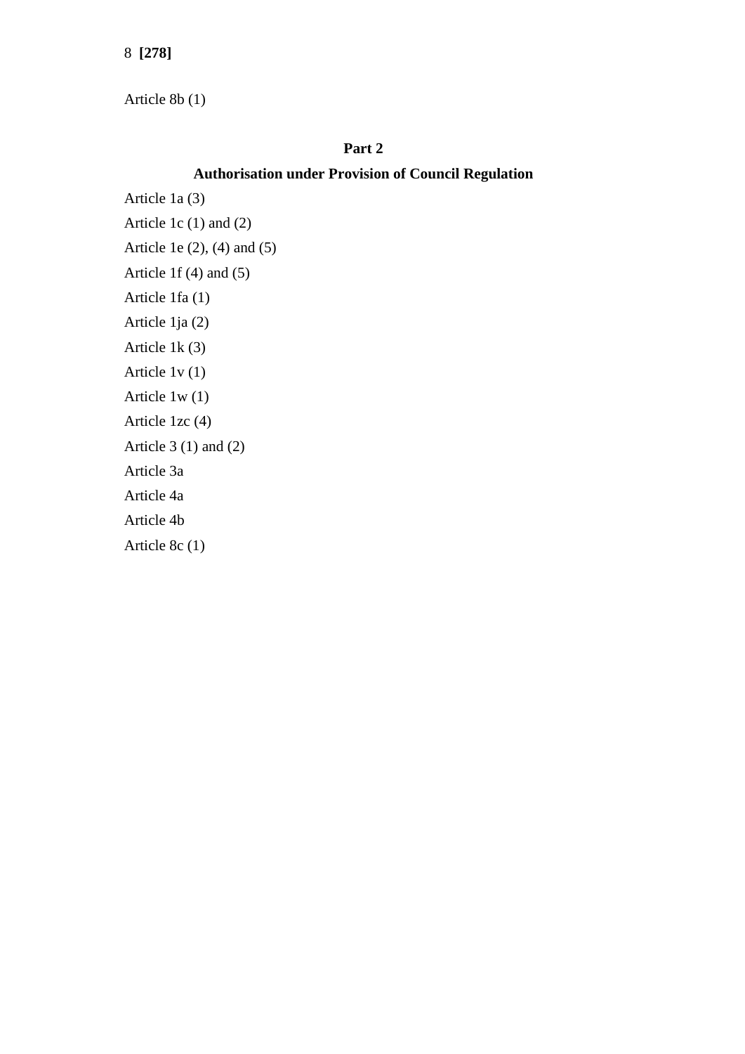Article 8b (1)

## Part 2

## Authorisation under Provision of Council Regulation

Article 1a (3)

Article 1c (1) and (2)

Article 1e (2), (4) and (5)

Article 1f (4) and (5)

Article 1fa (1)

Article 1ja (2)

Article 1k (3)

Article 1v (1)

Article 1w (1)

Article 1zc (4)

Article 3 (1) and (2)

Article 3a

Article 4a

Article 4b

Article 8c (1)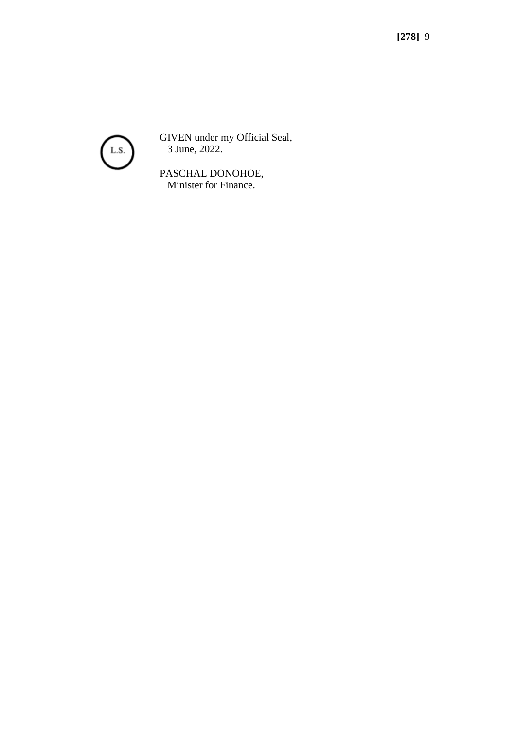L.S.

GIVEN under my Official Seal,
3 June, 2022.

PASCHAL DONOHOE,
Minister for Finance.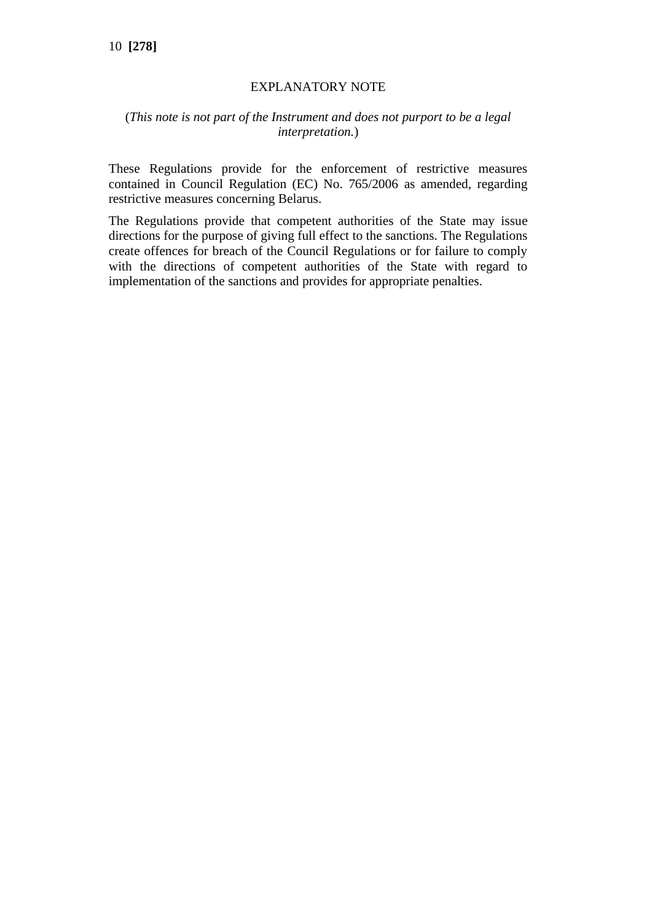## EXPLANATORY NOTE

(*This note is not part of the Instrument and does not purport to be a legal interpretation.*)

These Regulations provide for the enforcement of restrictive measures contained in Council Regulation (EC) No. 765/2006 as amended, regarding restrictive measures concerning Belarus.

The Regulations provide that competent authorities of the State may issue directions for the purpose of giving full effect to the sanctions. The Regulations create offences for breach of the Council Regulations or for failure to comply with the directions of competent authorities of the State with regard to implementation of the sanctions and provides for appropriate penalties.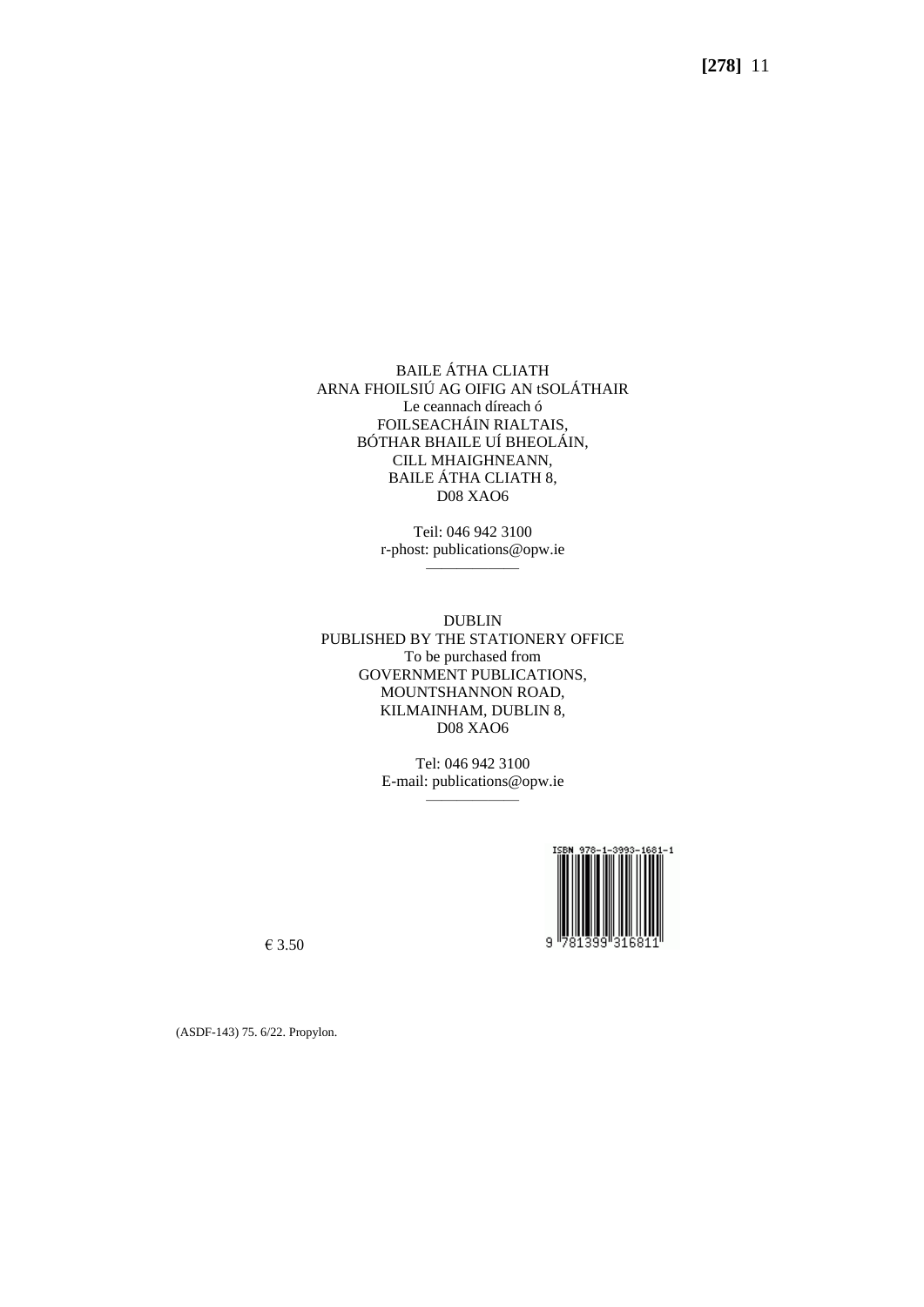BAILE ÁTHA CLIATH
ARNA FHOILSIÚ AG OIFIG AN tSOLÁTHAIR
Le ceannach díreach ó
FOILSEACHÁIN RIALTAIS,
BÓTHAR BHAILE UÍ BHEOLÁIN,
CILL MHAIGHNEANN,
BAILE ÁTHA CLIATH 8,
D08 XAO6

Teil: 046 942 3100
r-phost: publications@opw.ie

---

DUBLIN
PUBLISHED BY THE STATIONERY OFFICE
To be purchased from
GOVERNMENT PUBLICATIONS,
MOUNTSHANNON ROAD,
KILMAINHAM, DUBLIN 8,
D08 XAO6

Tel: 046 942 3100
E-mail: publications@opw.ie

---

ISBN 978-1-3993-1681-1

9 781399 316811

€ 3.50

(ASDF-143) 75. 6/22. Propylon.